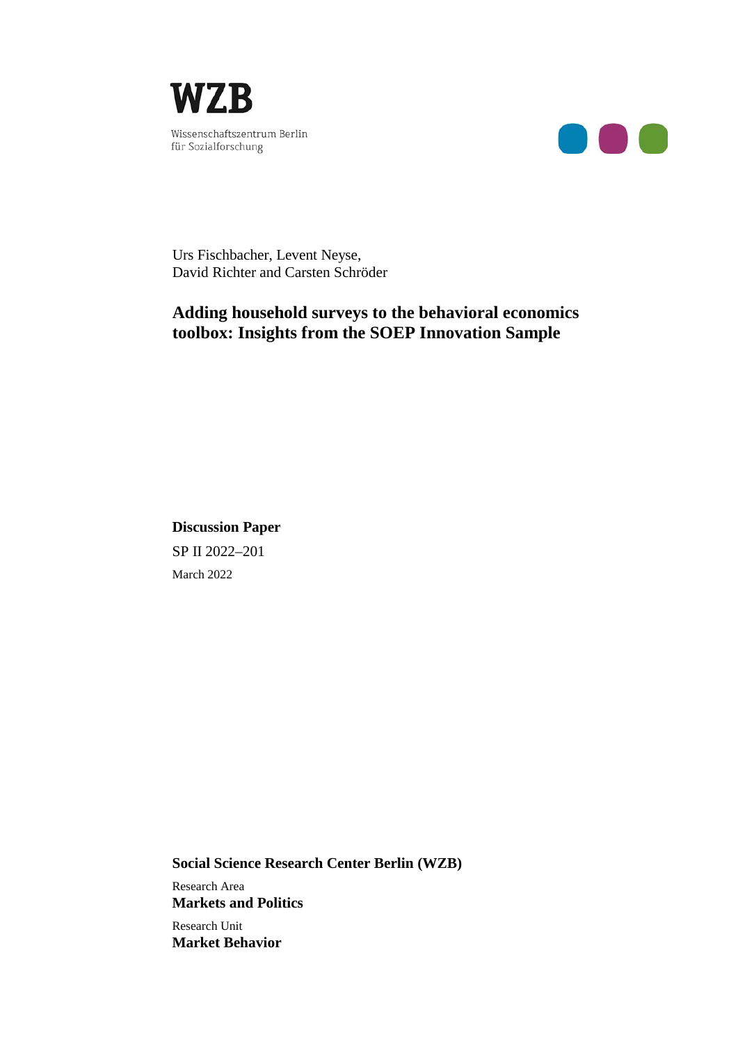**WZB**

Wissenschaftszentrum Berlin
für Sozialforschung

Urs Fischbacher, Levent Neyse,
David Richter and Carsten Schröder

# Adding household surveys to the behavioral economics toolbox: Insights from the SOEP Innovation Sample

**Discussion Paper**

SP II 2022–201

March 2022

**Social Science Research Center Berlin (WZB)**

Research Area
**Markets and Politics**

Research Unit
**Market Behavior**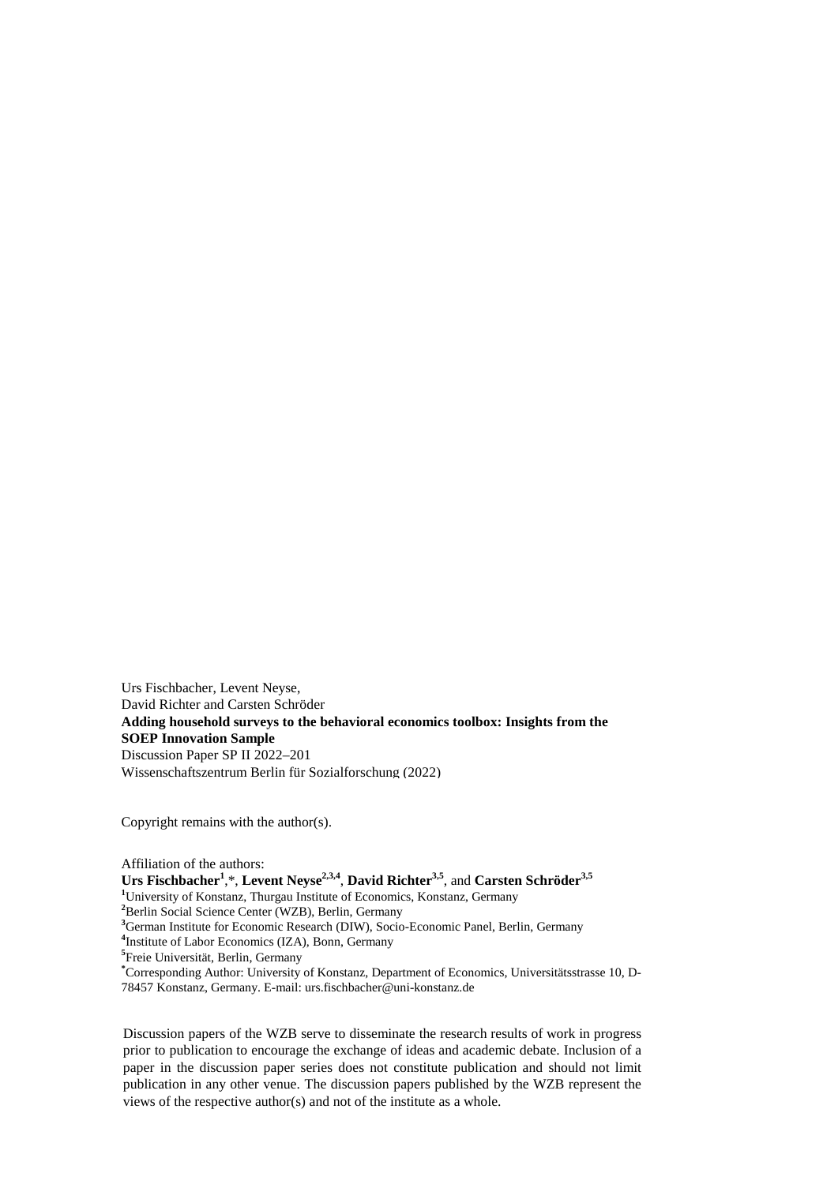Urs Fischbacher, Levent Neyse,
David Richter and Carsten Schröder
**Adding household surveys to the behavioral economics toolbox: Insights from the SOEP Innovation Sample**
Discussion Paper SP II 2022–201
Wissenschaftszentrum Berlin für Sozialforschung (2022)

Copyright remains with the author(s).

Affiliation of the authors:
**Urs Fischbacher**[1],*, **Levent Neyse**[2,3,4], **David Richter**[3,5], and **Carsten Schröder**[3,5]
[1]University of Konstanz, Thurgau Institute of Economics, Konstanz, Germany
[2]Berlin Social Science Center (WZB), Berlin, Germany
[3]German Institute for Economic Research (DIW), Socio-Economic Panel, Berlin, Germany
[4]Institute of Labor Economics (IZA), Bonn, Germany
[5]Freie Universität, Berlin, Germany
*Corresponding Author: University of Konstanz, Department of Economics, Universitätsstrasse 10, D-78457 Konstanz, Germany. E-mail: urs.fischbacher@uni-konstanz.de

Discussion papers of the WZB serve to disseminate the research results of work in progress prior to publication to encourage the exchange of ideas and academic debate. Inclusion of a paper in the discussion paper series does not constitute publication and should not limit publication in any other venue. The discussion papers published by the WZB represent the views of the respective author(s) and not of the institute as a whole.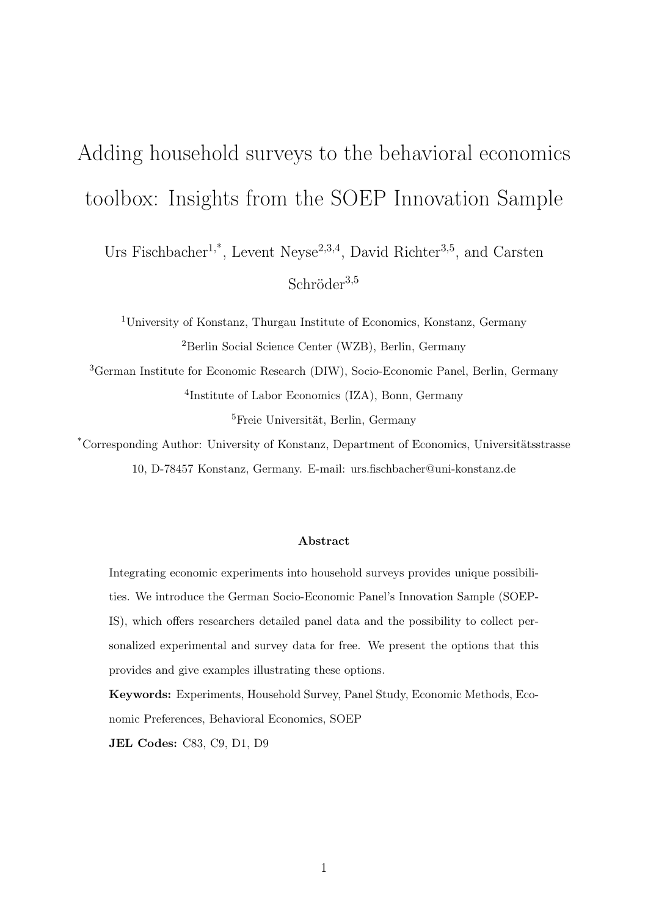# Adding household surveys to the behavioral economics toolbox: Insights from the SOEP Innovation Sample

Urs Fischbacher[1,*], Levent Neyse[2,3,4], David Richter[3,5], and Carsten Schröder[3,5]

[1]University of Konstanz, Thurgau Institute of Economics, Konstanz, Germany

[2]Berlin Social Science Center (WZB), Berlin, Germany

[3]German Institute for Economic Research (DIW), Socio-Economic Panel, Berlin, Germany

[4]Institute of Labor Economics (IZA), Bonn, Germany

[5]Freie Universität, Berlin, Germany

[*]Corresponding Author: University of Konstanz, Department of Economics, Universitätsstrasse 10, D-78457 Konstanz, Germany. E-mail: urs.fischbacher@uni-konstanz.de

### Abstract

Integrating economic experiments into household surveys provides unique possibilities. We introduce the German Socio-Economic Panel's Innovation Sample (SOEP-IS), which offers researchers detailed panel data and the possibility to collect personalized experimental and survey data for free. We present the options that this provides and give examples illustrating these options.

**Keywords:** Experiments, Household Survey, Panel Study, Economic Methods, Economic Preferences, Behavioral Economics, SOEP

**JEL Codes:** C83, C9, D1, D9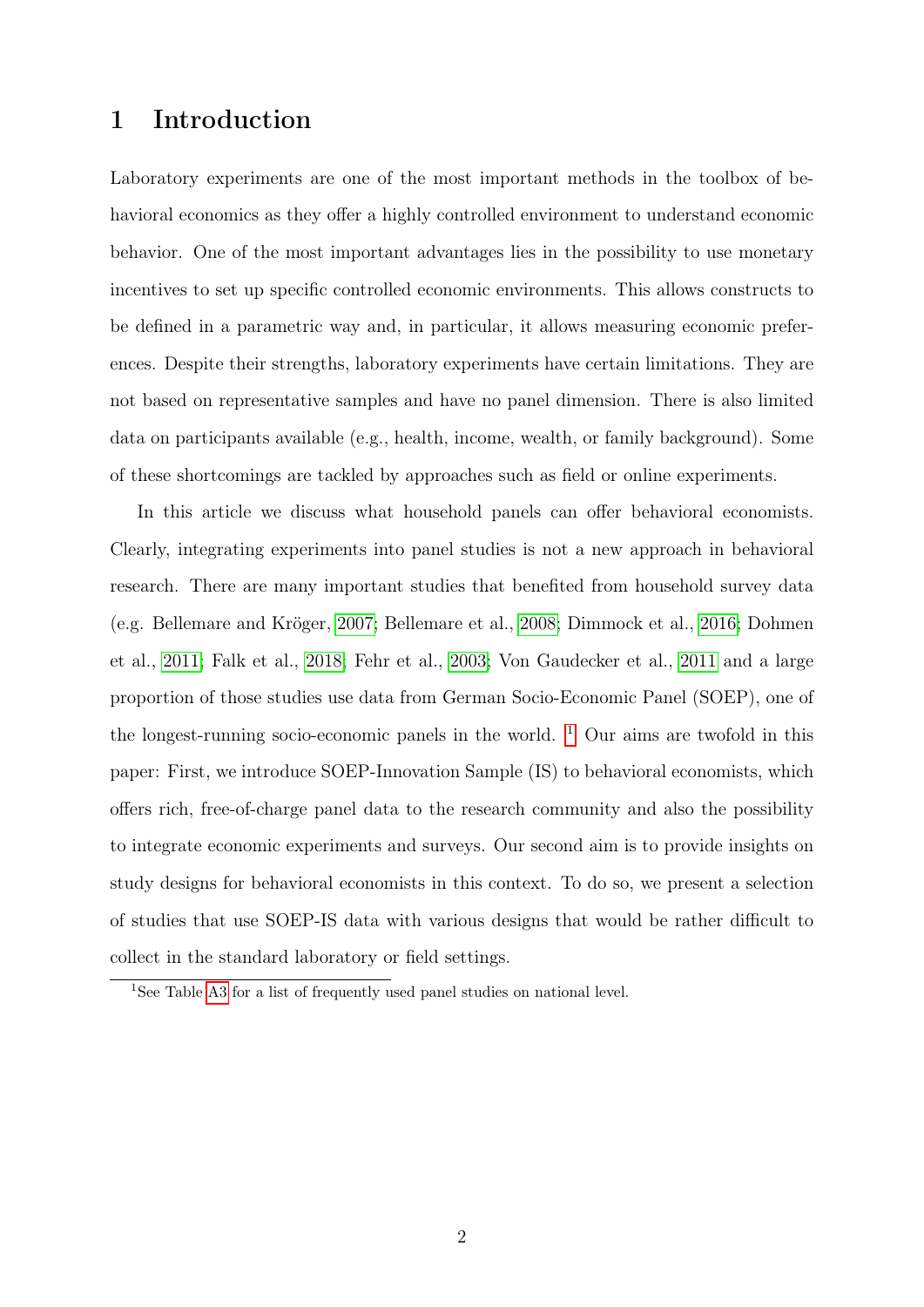# 1 Introduction

Laboratory experiments are one of the most important methods in the toolbox of behavioral economics as they offer a highly controlled environment to understand economic behavior. One of the most important advantages lies in the possibility to use monetary incentives to set up specific controlled economic environments. This allows constructs to be defined in a parametric way and, in particular, it allows measuring economic preferences. Despite their strengths, laboratory experiments have certain limitations. They are not based on representative samples and have no panel dimension. There is also limited data on participants available (e.g., health, income, wealth, or family background). Some of these shortcomings are tackled by approaches such as field or online experiments.

In this article we discuss what household panels can offer behavioral economists. Clearly, integrating experiments into panel studies is not a new approach in behavioral research. There are many important studies that benefited from household survey data (e.g. Bellemare and Kröger, 2007; Bellemare et al., 2008; Dimmock et al., 2016; Dohmen et al., 2011; Falk et al., 2018; Fehr et al., 2003; Von Gaudecker et al., 2011 and a large proportion of those studies use data from German Socio-Economic Panel (SOEP), one of the longest-running socio-economic panels in the world. [1] Our aims are twofold in this paper: First, we introduce SOEP-Innovation Sample (IS) to behavioral economists, which offers rich, free-of-charge panel data to the research community and also the possibility to integrate economic experiments and surveys. Our second aim is to provide insights on study designs for behavioral economists in this context. To do so, we present a selection of studies that use SOEP-IS data with various designs that would be rather difficult to collect in the standard laboratory or field settings.

[1] See Table A3 for a list of frequently used panel studies on national level.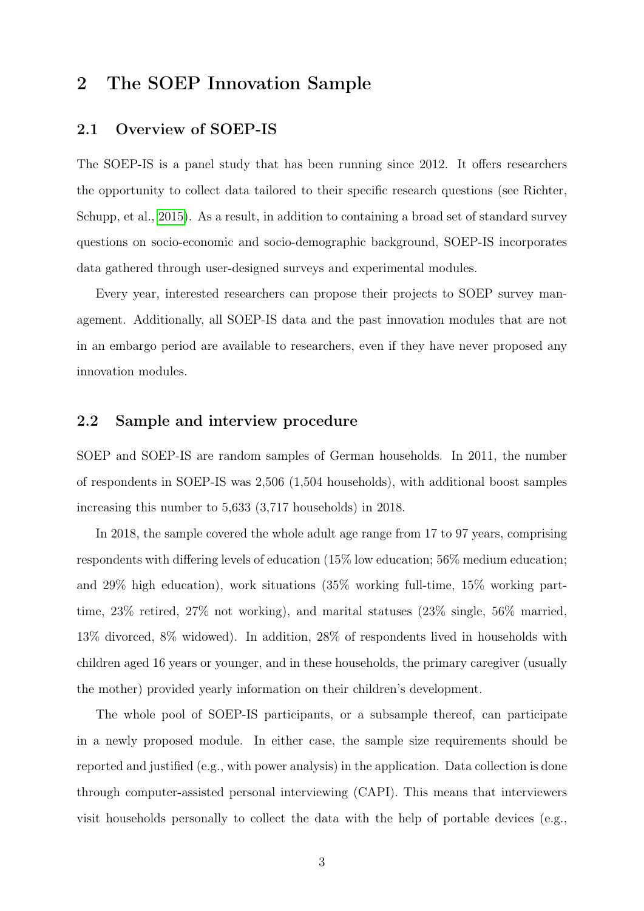## 2 The SOEP Innovation Sample

### 2.1 Overview of SOEP-IS

The SOEP-IS is a panel study that has been running since 2012. It offers researchers the opportunity to collect data tailored to their specific research questions (see Richter, Schupp, et al., 2015). As a result, in addition to containing a broad set of standard survey questions on socio-economic and socio-demographic background, SOEP-IS incorporates data gathered through user-designed surveys and experimental modules.

Every year, interested researchers can propose their projects to SOEP survey management. Additionally, all SOEP-IS data and the past innovation modules that are not in an embargo period are available to researchers, even if they have never proposed any innovation modules.

### 2.2 Sample and interview procedure

SOEP and SOEP-IS are random samples of German households. In 2011, the number of respondents in SOEP-IS was 2,506 (1,504 households), with additional boost samples increasing this number to 5,633 (3,717 households) in 2018.

In 2018, the sample covered the whole adult age range from 17 to 97 years, comprising respondents with differing levels of education (15% low education; 56% medium education; and 29% high education), work situations (35% working full-time, 15% working part-time, 23% retired, 27% not working), and marital statuses (23% single, 56% married, 13% divorced, 8% widowed). In addition, 28% of respondents lived in households with children aged 16 years or younger, and in these households, the primary caregiver (usually the mother) provided yearly information on their children's development.

The whole pool of SOEP-IS participants, or a subsample thereof, can participate in a newly proposed module. In either case, the sample size requirements should be reported and justified (e.g., with power analysis) in the application. Data collection is done through computer-assisted personal interviewing (CAPI). This means that interviewers visit households personally to collect the data with the help of portable devices (e.g.,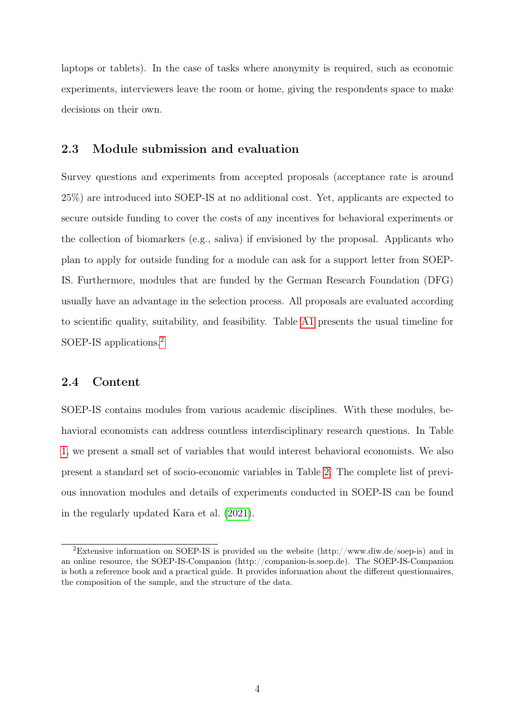laptops or tablets). In the case of tasks where anonymity is required, such as economic experiments, interviewers leave the room or home, giving the respondents space to make decisions on their own.

### 2.3 Module submission and evaluation

Survey questions and experiments from accepted proposals (acceptance rate is around 25%) are introduced into SOEP-IS at no additional cost. Yet, applicants are expected to secure outside funding to cover the costs of any incentives for behavioral experiments or the collection of biomarkers (e.g., saliva) if envisioned by the proposal. Applicants who plan to apply for outside funding for a module can ask for a support letter from SOEP-IS. Furthermore, modules that are funded by the German Research Foundation (DFG) usually have an advantage in the selection process. All proposals are evaluated according to scientific quality, suitability, and feasibility. Table A1 presents the usual timeline for SOEP-IS applications.[2]

### 2.4 Content

SOEP-IS contains modules from various academic disciplines. With these modules, behavioral economists can address countless interdisciplinary research questions. In Table 1, we present a small set of variables that would interest behavioral economists. We also present a standard set of socio-economic variables in Table 2. The complete list of previous innovation modules and details of experiments conducted in SOEP-IS can be found in the regularly updated Kara et al. (2021).

[2]Extensive information on SOEP-IS is provided on the website (http://www.diw.de/soep-is) and in an online resource, the SOEP-IS-Companion (http://companion-is.soep.de). The SOEP-IS-Companion is both a reference book and a practical guide. It provides information about the different questionnaires, the composition of the sample, and the structure of the data.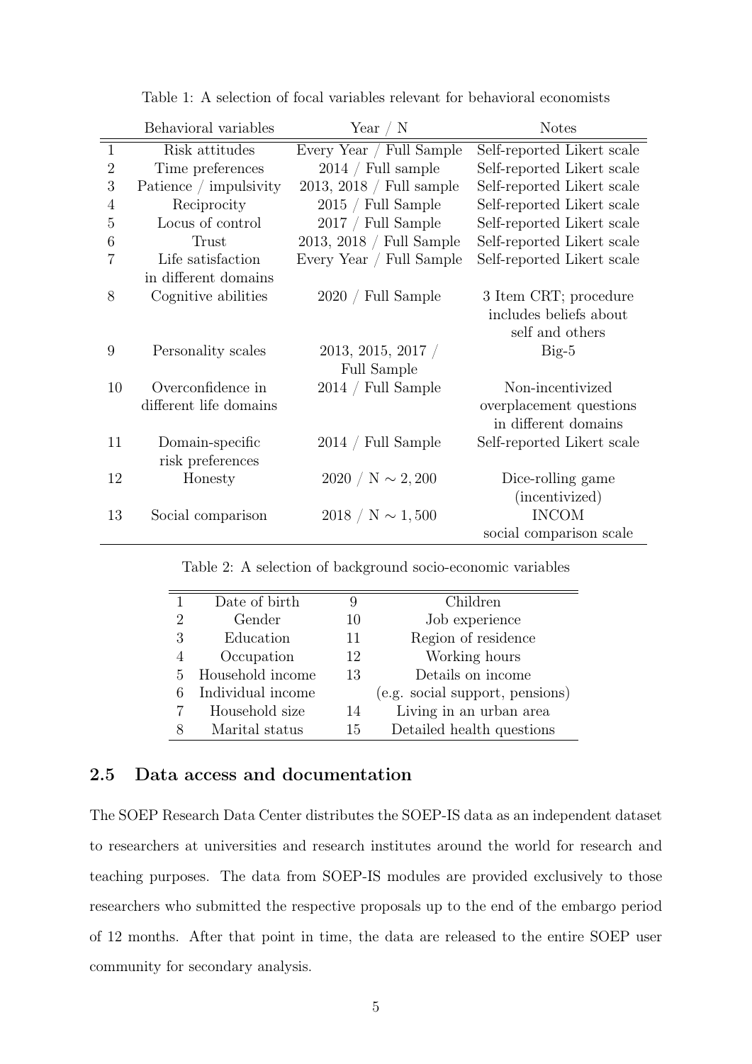Table 1: A selection of focal variables relevant for behavioral economists

| | Behavioral variables | Year / N | Notes |
|---|---|---|---|
| 1 | Risk attitudes | Every Year / Full Sample | Self-reported Likert scale |
| 2 | Time preferences | 2014 / Full sample | Self-reported Likert scale |
| 3 | Patience / impulsivity | 2013, 2018 / Full sample | Self-reported Likert scale |
| 4 | Reciprocity | 2015 / Full Sample | Self-reported Likert scale |
| 5 | Locus of control | 2017 / Full Sample | Self-reported Likert scale |
| 6 | Trust | 2013, 2018 / Full Sample | Self-reported Likert scale |
| 7 | Life satisfaction in different domains | Every Year / Full Sample | Self-reported Likert scale |
| 8 | Cognitive abilities | 2020 / Full Sample | 3 Item CRT; procedure includes beliefs about self and others |
| 9 | Personality scales | 2013, 2015, 2017 / Full Sample | Big-5 |
| 10 | Overconfidence in different life domains | 2014 / Full Sample | Non-incentivized overplacement questions in different domains |
| 11 | Domain-specific risk preferences | 2014 / Full Sample | Self-reported Likert scale |
| 12 | Honesty | 2020 / N $\sim 2,200$ | Dice-rolling game (incentivized) |
| 13 | Social comparison | 2018 / N $\sim 1,500$ | INCOM social comparison scale |

Table 2: A selection of background socio-economic variables

| | | | |
|---|---|---|---|
| 1 | Date of birth | 9 | Children |
| 2 | Gender | 10 | Job experience |
| 3 | Education | 11 | Region of residence |
| 4 | Occupation | 12 | Working hours |
| 5 | Household income | 13 | Details on income (e.g. social support, pensions) |
| 6 | Individual income | 14 | Living in an urban area |
| 7 | Household size | 15 | Detailed health questions |
| 8 | Marital status | | |

## 2.5 Data access and documentation

The SOEP Research Data Center distributes the SOEP-IS data as an independent dataset to researchers at universities and research institutes around the world for research and teaching purposes. The data from SOEP-IS modules are provided exclusively to those researchers who submitted the respective proposals up to the end of the embargo period of 12 months. After that point in time, the data are released to the entire SOEP user community for secondary analysis.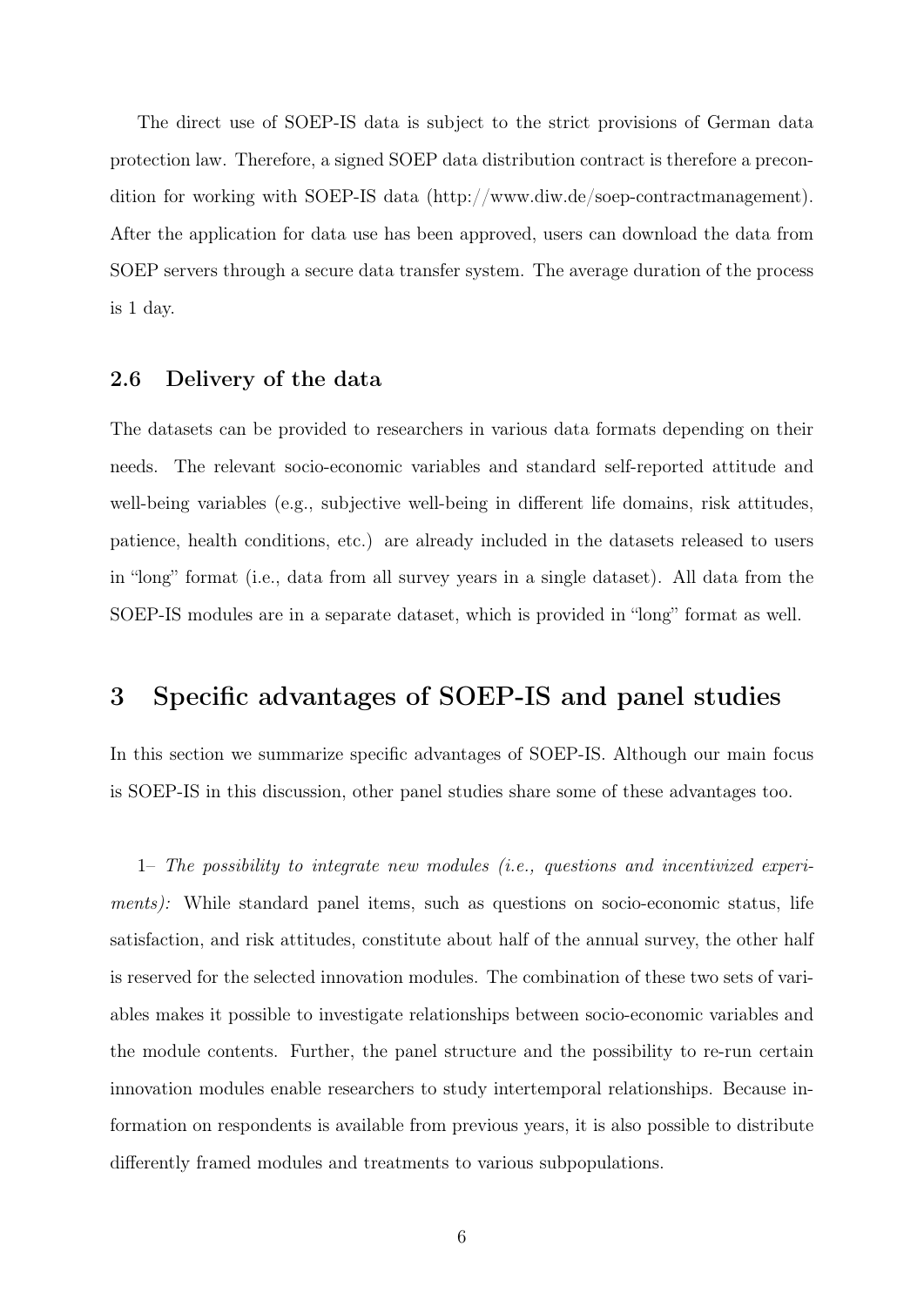The direct use of SOEP-IS data is subject to the strict provisions of German data protection law. Therefore, a signed SOEP data distribution contract is therefore a precondition for working with SOEP-IS data (http://www.diw.de/soep-contractmanagement). After the application for data use has been approved, users can download the data from SOEP servers through a secure data transfer system. The average duration of the process is 1 day.

### 2.6 Delivery of the data

The datasets can be provided to researchers in various data formats depending on their needs. The relevant socio-economic variables and standard self-reported attitude and well-being variables (e.g., subjective well-being in different life domains, risk attitudes, patience, health conditions, etc.) are already included in the datasets released to users in "long" format (i.e., data from all survey years in a single dataset). All data from the SOEP-IS modules are in a separate dataset, which is provided in "long" format as well.

## 3 Specific advantages of SOEP-IS and panel studies

In this section we summarize specific advantages of SOEP-IS. Although our main focus is SOEP-IS in this discussion, other panel studies share some of these advantages too.

1– *The possibility to integrate new modules (i.e., questions and incentivized experiments):* While standard panel items, such as questions on socio-economic status, life satisfaction, and risk attitudes, constitute about half of the annual survey, the other half is reserved for the selected innovation modules. The combination of these two sets of variables makes it possible to investigate relationships between socio-economic variables and the module contents. Further, the panel structure and the possibility to re-run certain innovation modules enable researchers to study intertemporal relationships. Because information on respondents is available from previous years, it is also possible to distribute differently framed modules and treatments to various subpopulations.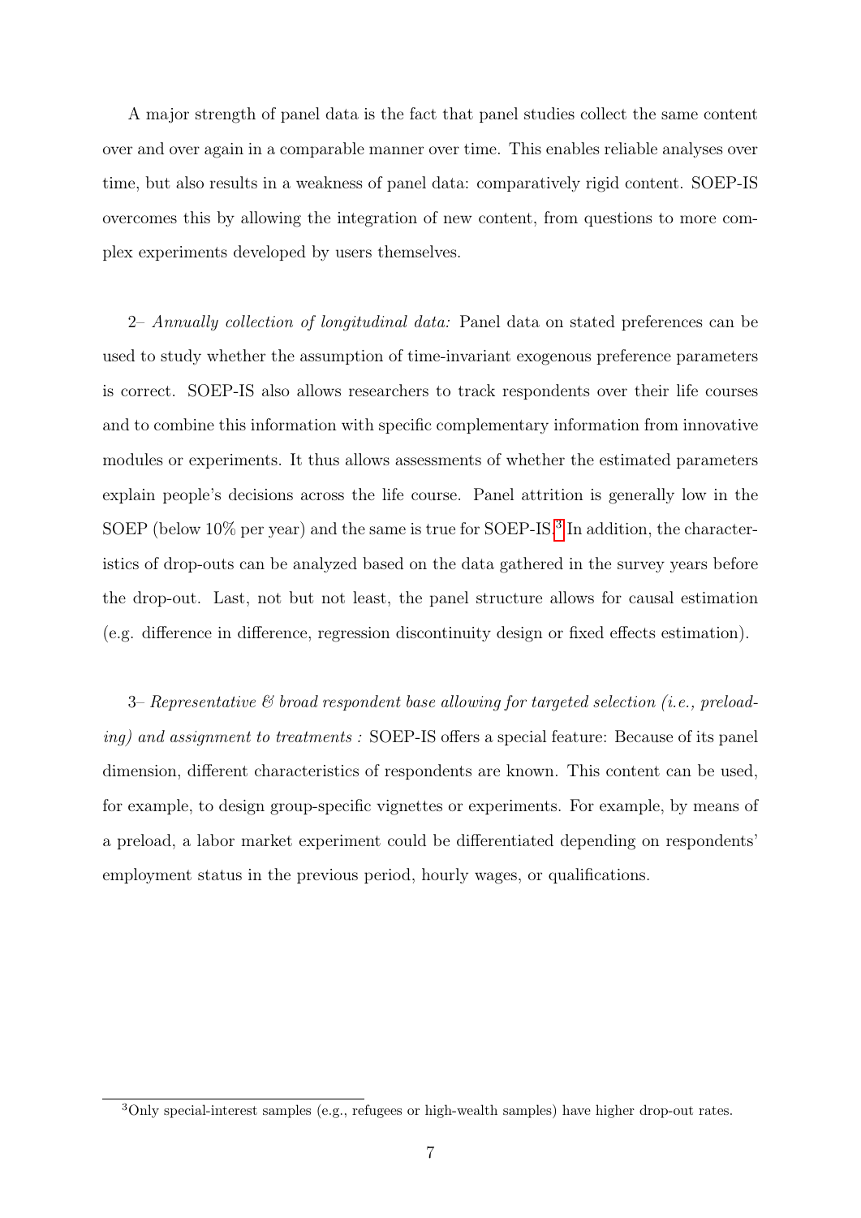A major strength of panel data is the fact that panel studies collect the same content over and over again in a comparable manner over time. This enables reliable analyses over time, but also results in a weakness of panel data: comparatively rigid content. SOEP-IS overcomes this by allowing the integration of new content, from questions to more complex experiments developed by users themselves.

2– *Annually collection of longitudinal data:* Panel data on stated preferences can be used to study whether the assumption of time-invariant exogenous preference parameters is correct. SOEP-IS also allows researchers to track respondents over their life courses and to combine this information with specific complementary information from innovative modules or experiments. It thus allows assessments of whether the estimated parameters explain people's decisions across the life course. Panel attrition is generally low in the SOEP (below 10% per year) and the same is true for SOEP-IS.[3] In addition, the characteristics of drop-outs can be analyzed based on the data gathered in the survey years before the drop-out. Last, not but not least, the panel structure allows for causal estimation (e.g. difference in difference, regression discontinuity design or fixed effects estimation).

3– *Representative & broad respondent base allowing for targeted selection (i.e., preloading) and assignment to treatments :* SOEP-IS offers a special feature: Because of its panel dimension, different characteristics of respondents are known. This content can be used, for example, to design group-specific vignettes or experiments. For example, by means of a preload, a labor market experiment could be differentiated depending on respondents' employment status in the previous period, hourly wages, or qualifications.

[3] Only special-interest samples (e.g., refugees or high-wealth samples) have higher drop-out rates.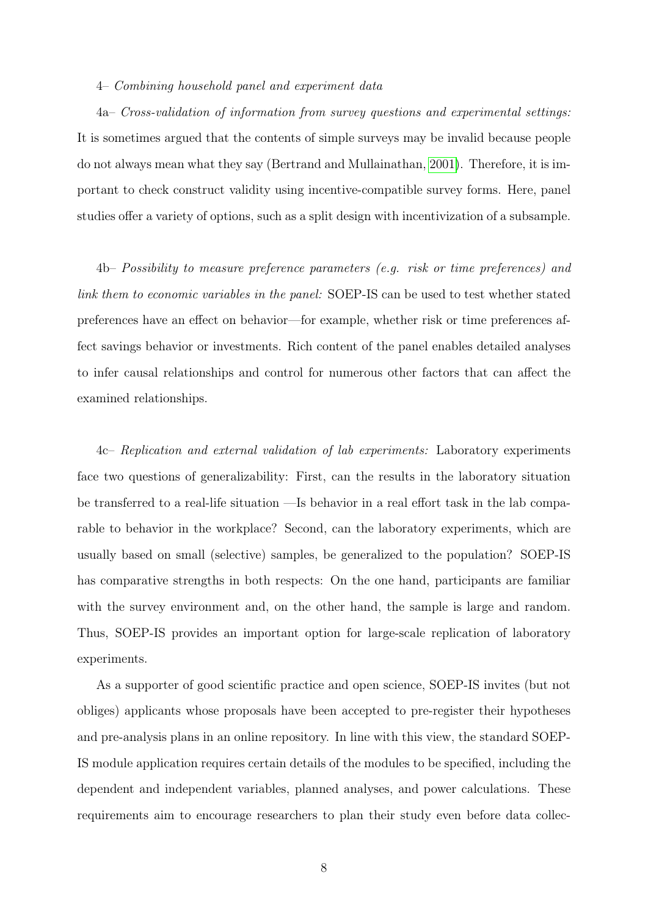4– *Combining household panel and experiment data*

4a– *Cross-validation of information from survey questions and experimental settings:* It is sometimes argued that the contents of simple surveys may be invalid because people do not always mean what they say (Bertrand and Mullainathan, 2001). Therefore, it is important to check construct validity using incentive-compatible survey forms. Here, panel studies offer a variety of options, such as a split design with incentivization of a subsample.

4b– *Possibility to measure preference parameters (e.g. risk or time preferences) and link them to economic variables in the panel:* SOEP-IS can be used to test whether stated preferences have an effect on behavior—for example, whether risk or time preferences affect savings behavior or investments. Rich content of the panel enables detailed analyses to infer causal relationships and control for numerous other factors that can affect the examined relationships.

4c– *Replication and external validation of lab experiments:* Laboratory experiments face two questions of generalizability: First, can the results in the laboratory situation be transferred to a real-life situation —Is behavior in a real effort task in the lab comparable to behavior in the workplace? Second, can the laboratory experiments, which are usually based on small (selective) samples, be generalized to the population? SOEP-IS has comparative strengths in both respects: On the one hand, participants are familiar with the survey environment and, on the other hand, the sample is large and random. Thus, SOEP-IS provides an important option for large-scale replication of laboratory experiments.

As a supporter of good scientific practice and open science, SOEP-IS invites (but not obliges) applicants whose proposals have been accepted to pre-register their hypotheses and pre-analysis plans in an online repository. In line with this view, the standard SOEP-IS module application requires certain details of the modules to be specified, including the dependent and independent variables, planned analyses, and power calculations. These requirements aim to encourage researchers to plan their study even before data collec-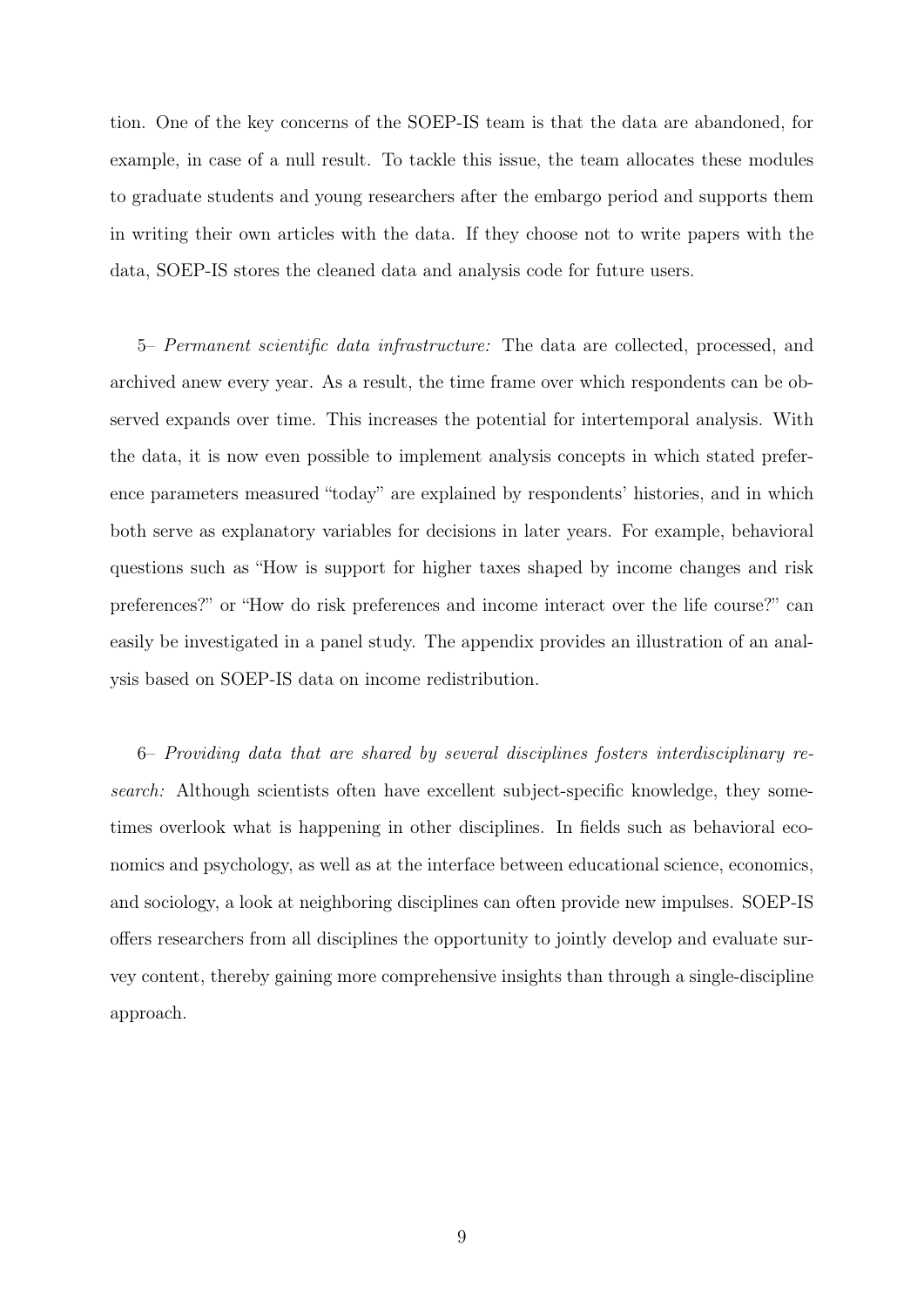tion. One of the key concerns of the SOEP-IS team is that the data are abandoned, for example, in case of a null result. To tackle this issue, the team allocates these modules to graduate students and young researchers after the embargo period and supports them in writing their own articles with the data. If they choose not to write papers with the data, SOEP-IS stores the cleaned data and analysis code for future users.

5– *Permanent scientific data infrastructure:* The data are collected, processed, and archived anew every year. As a result, the time frame over which respondents can be observed expands over time. This increases the potential for intertemporal analysis. With the data, it is now even possible to implement analysis concepts in which stated preference parameters measured "today" are explained by respondents' histories, and in which both serve as explanatory variables for decisions in later years. For example, behavioral questions such as "How is support for higher taxes shaped by income changes and risk preferences?" or "How do risk preferences and income interact over the life course?" can easily be investigated in a panel study. The appendix provides an illustration of an analysis based on SOEP-IS data on income redistribution.

6– *Providing data that are shared by several disciplines fosters interdisciplinary research:* Although scientists often have excellent subject-specific knowledge, they sometimes overlook what is happening in other disciplines. In fields such as behavioral economics and psychology, as well as at the interface between educational science, economics, and sociology, a look at neighboring disciplines can often provide new impulses. SOEP-IS offers researchers from all disciplines the opportunity to jointly develop and evaluate survey content, thereby gaining more comprehensive insights than through a single-discipline approach.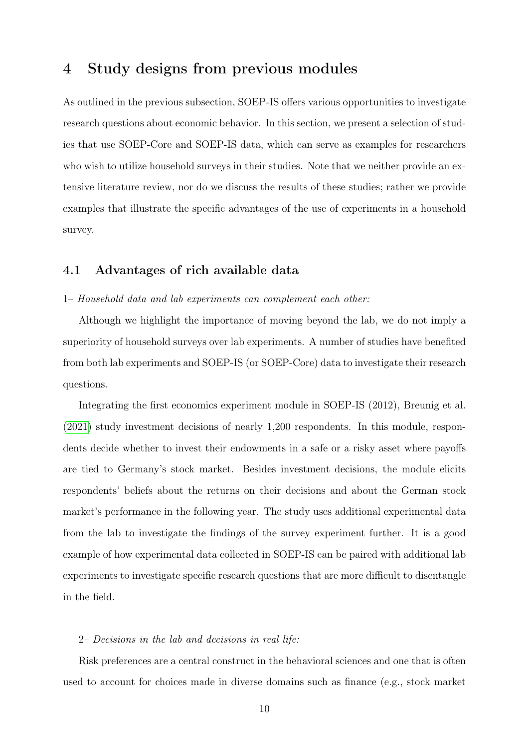## 4 Study designs from previous modules

As outlined in the previous subsection, SOEP-IS offers various opportunities to investigate research questions about economic behavior. In this section, we present a selection of studies that use SOEP-Core and SOEP-IS data, which can serve as examples for researchers who wish to utilize household surveys in their studies. Note that we neither provide an extensive literature review, nor do we discuss the results of these studies; rather we provide examples that illustrate the specific advantages of the use of experiments in a household survey.

### 4.1 Advantages of rich available data

1– *Household data and lab experiments can complement each other:*

Although we highlight the importance of moving beyond the lab, we do not imply a superiority of household surveys over lab experiments. A number of studies have benefited from both lab experiments and SOEP-IS (or SOEP-Core) data to investigate their research questions.

Integrating the first economics experiment module in SOEP-IS (2012), Breunig et al. (2021) study investment decisions of nearly 1,200 respondents. In this module, respondents decide whether to invest their endowments in a safe or a risky asset where payoffs are tied to Germany's stock market. Besides investment decisions, the module elicits respondents' beliefs about the returns on their decisions and about the German stock market's performance in the following year. The study uses additional experimental data from the lab to investigate the findings of the survey experiment further. It is a good example of how experimental data collected in SOEP-IS can be paired with additional lab experiments to investigate specific research questions that are more difficult to disentangle in the field.

2– *Decisions in the lab and decisions in real life:*

Risk preferences are a central construct in the behavioral sciences and one that is often used to account for choices made in diverse domains such as finance (e.g., stock market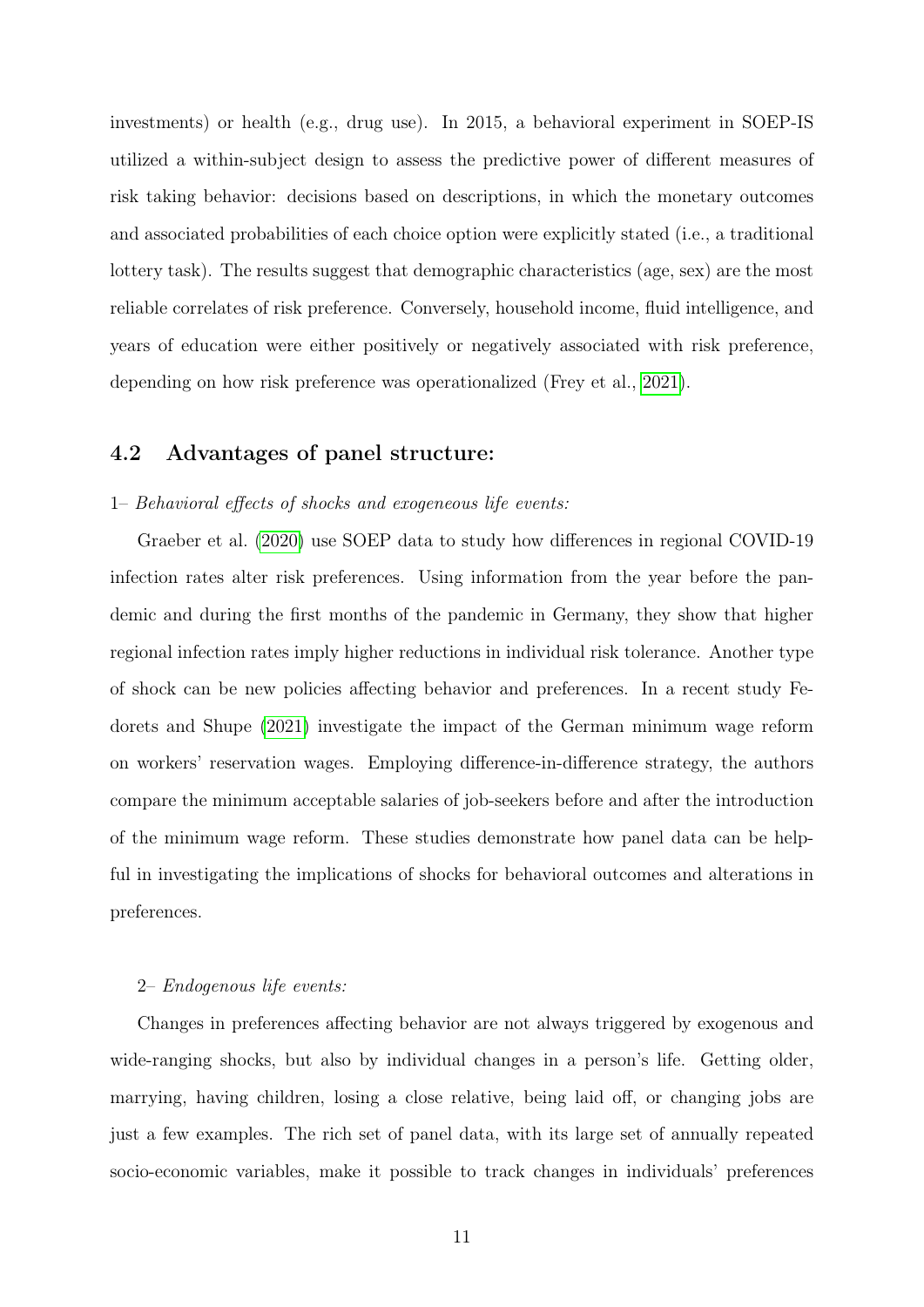investments) or health (e.g., drug use). In 2015, a behavioral experiment in SOEP-IS utilized a within-subject design to assess the predictive power of different measures of risk taking behavior: decisions based on descriptions, in which the monetary outcomes and associated probabilities of each choice option were explicitly stated (i.e., a traditional lottery task). The results suggest that demographic characteristics (age, sex) are the most reliable correlates of risk preference. Conversely, household income, fluid intelligence, and years of education were either positively or negatively associated with risk preference, depending on how risk preference was operationalized (Frey et al., 2021).

## 4.2 Advantages of panel structure:

1– *Behavioral effects of shocks and exogeneous life events:*

Graeber et al. (2020) use SOEP data to study how differences in regional COVID-19 infection rates alter risk preferences. Using information from the year before the pandemic and during the first months of the pandemic in Germany, they show that higher regional infection rates imply higher reductions in individual risk tolerance. Another type of shock can be new policies affecting behavior and preferences. In a recent study Fedorets and Shupe (2021) investigate the impact of the German minimum wage reform on workers' reservation wages. Employing difference-in-difference strategy, the authors compare the minimum acceptable salaries of job-seekers before and after the introduction of the minimum wage reform. These studies demonstrate how panel data can be helpful in investigating the implications of shocks for behavioral outcomes and alterations in preferences.

2– *Endogenous life events:*

Changes in preferences affecting behavior are not always triggered by exogenous and wide-ranging shocks, but also by individual changes in a person's life. Getting older, marrying, having children, losing a close relative, being laid off, or changing jobs are just a few examples. The rich set of panel data, with its large set of annually repeated socio-economic variables, make it possible to track changes in individuals' preferences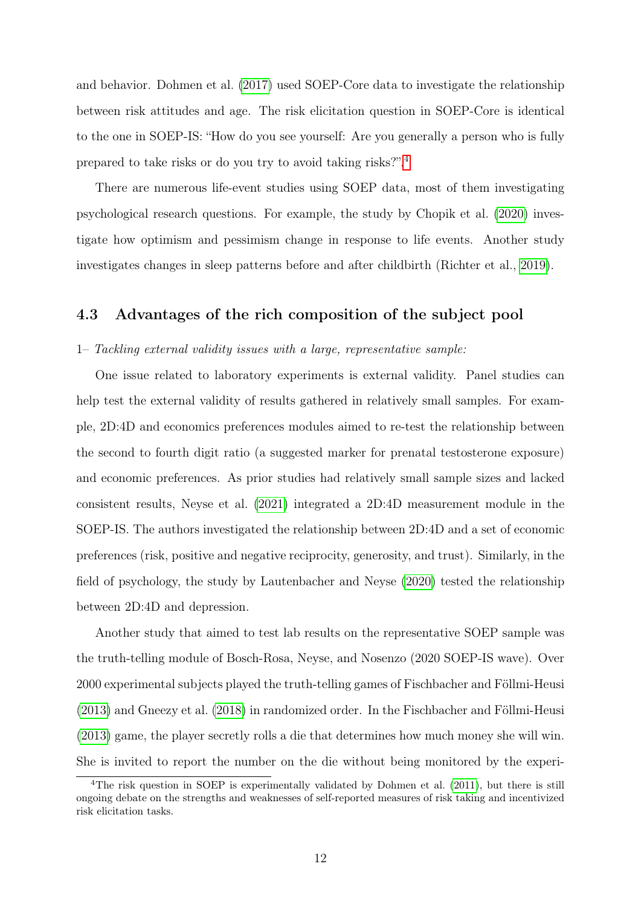and behavior. Dohmen et al. (2017) used SOEP-Core data to investigate the relationship between risk attitudes and age. The risk elicitation question in SOEP-Core is identical to the one in SOEP-IS: "How do you see yourself: Are you generally a person who is fully prepared to take risks or do you try to avoid taking risks?".[4]

There are numerous life-event studies using SOEP data, most of them investigating psychological research questions. For example, the study by Chopik et al. (2020) investigate how optimism and pessimism change in response to life events. Another study investigates changes in sleep patterns before and after childbirth (Richter et al., 2019).

### 4.3 Advantages of the rich composition of the subject pool

1– *Tackling external validity issues with a large, representative sample:*

One issue related to laboratory experiments is external validity. Panel studies can help test the external validity of results gathered in relatively small samples. For example, 2D:4D and economics preferences modules aimed to re-test the relationship between the second to fourth digit ratio (a suggested marker for prenatal testosterone exposure) and economic preferences. As prior studies had relatively small sample sizes and lacked consistent results, Neyse et al. (2021) integrated a 2D:4D measurement module in the SOEP-IS. The authors investigated the relationship between 2D:4D and a set of economic preferences (risk, positive and negative reciprocity, generosity, and trust). Similarly, in the field of psychology, the study by Lautenbacher and Neyse (2020) tested the relationship between 2D:4D and depression.

Another study that aimed to test lab results on the representative SOEP sample was the truth-telling module of Bosch-Rosa, Neyse, and Nosenzo (2020 SOEP-IS wave). Over 2000 experimental subjects played the truth-telling games of Fischbacher and Föllmi-Heusi (2013) and Gneezy et al. (2018) in randomized order. In the Fischbacher and Föllmi-Heusi (2013) game, the player secretly rolls a die that determines how much money she will win. She is invited to report the number on the die without being monitored by the experi-

[4] The risk question in SOEP is experimentally validated by Dohmen et al. (2011), but there is still ongoing debate on the strengths and weaknesses of self-reported measures of risk taking and incentivized risk elicitation tasks.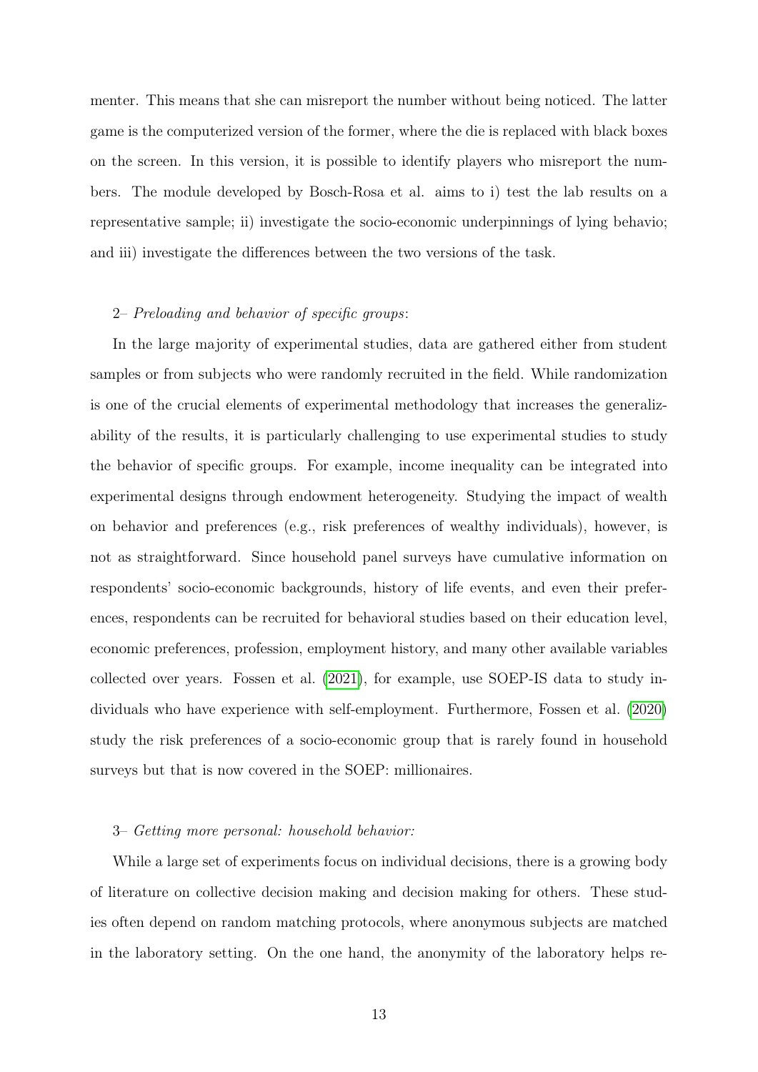menter. This means that she can misreport the number without being noticed. The latter game is the computerized version of the former, where the die is replaced with black boxes on the screen. In this version, it is possible to identify players who misreport the numbers. The module developed by Bosch-Rosa et al. aims to i) test the lab results on a representative sample; ii) investigate the socio-economic underpinnings of lying behavio; and iii) investigate the differences between the two versions of the task.

2– *Preloading and behavior of specific groups*:

In the large majority of experimental studies, data are gathered either from student samples or from subjects who were randomly recruited in the field. While randomization is one of the crucial elements of experimental methodology that increases the generalizability of the results, it is particularly challenging to use experimental studies to study the behavior of specific groups. For example, income inequality can be integrated into experimental designs through endowment heterogeneity. Studying the impact of wealth on behavior and preferences (e.g., risk preferences of wealthy individuals), however, is not as straightforward. Since household panel surveys have cumulative information on respondents' socio-economic backgrounds, history of life events, and even their preferences, respondents can be recruited for behavioral studies based on their education level, economic preferences, profession, employment history, and many other available variables collected over years. Fossen et al. (2021), for example, use SOEP-IS data to study individuals who have experience with self-employment. Furthermore, Fossen et al. (2020) study the risk preferences of a socio-economic group that is rarely found in household surveys but that is now covered in the SOEP: millionaires.

3– *Getting more personal: household behavior:*

While a large set of experiments focus on individual decisions, there is a growing body of literature on collective decision making and decision making for others. These studies often depend on random matching protocols, where anonymous subjects are matched in the laboratory setting. On the one hand, the anonymity of the laboratory helps re-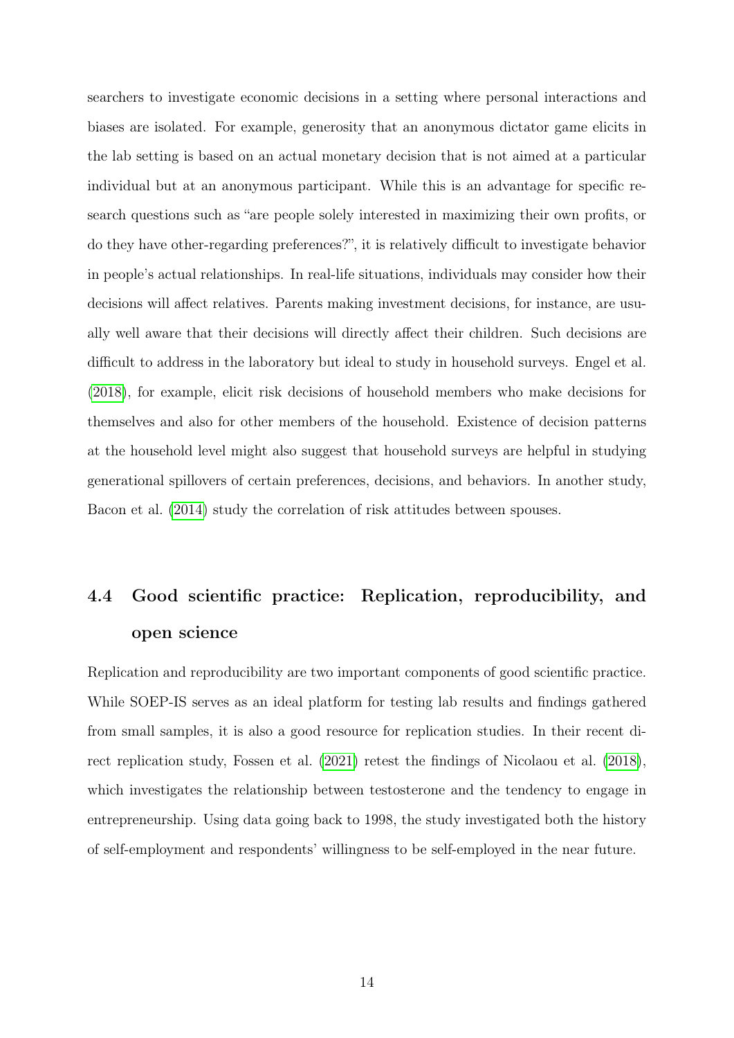searchers to investigate economic decisions in a setting where personal interactions and biases are isolated. For example, generosity that an anonymous dictator game elicits in the lab setting is based on an actual monetary decision that is not aimed at a particular individual but at an anonymous participant. While this is an advantage for specific research questions such as "are people solely interested in maximizing their own profits, or do they have other-regarding preferences?", it is relatively difficult to investigate behavior in people's actual relationships. In real-life situations, individuals may consider how their decisions will affect relatives. Parents making investment decisions, for instance, are usually well aware that their decisions will directly affect their children. Such decisions are difficult to address in the laboratory but ideal to study in household surveys. Engel et al. (2018), for example, elicit risk decisions of household members who make decisions for themselves and also for other members of the household. Existence of decision patterns at the household level might also suggest that household surveys are helpful in studying generational spillovers of certain preferences, decisions, and behaviors. In another study, Bacon et al. (2014) study the correlation of risk attitudes between spouses.

## 4.4 Good scientific practice: Replication, reproducibility, and open science

Replication and reproducibility are two important components of good scientific practice. While SOEP-IS serves as an ideal platform for testing lab results and findings gathered from small samples, it is also a good resource for replication studies. In their recent direct replication study, Fossen et al. (2021) retest the findings of Nicolaou et al. (2018), which investigates the relationship between testosterone and the tendency to engage in entrepreneurship. Using data going back to 1998, the study investigated both the history of self-employment and respondents' willingness to be self-employed in the near future.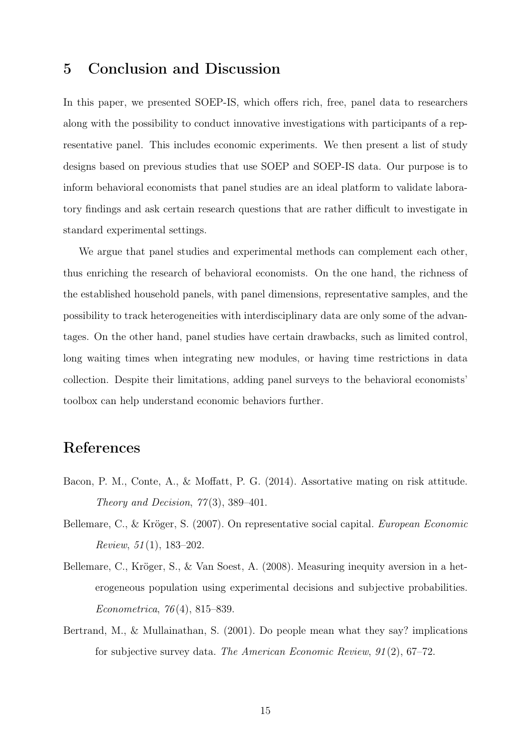## 5 Conclusion and Discussion

In this paper, we presented SOEP-IS, which offers rich, free, panel data to researchers along with the possibility to conduct innovative investigations with participants of a representative panel. This includes economic experiments. We then present a list of study designs based on previous studies that use SOEP and SOEP-IS data. Our purpose is to inform behavioral economists that panel studies are an ideal platform to validate laboratory findings and ask certain research questions that are rather difficult to investigate in standard experimental settings.

We argue that panel studies and experimental methods can complement each other, thus enriching the research of behavioral economists. On the one hand, the richness of the established household panels, with panel dimensions, representative samples, and the possibility to track heterogeneities with interdisciplinary data are only some of the advantages. On the other hand, panel studies have certain drawbacks, such as limited control, long waiting times when integrating new modules, or having time restrictions in data collection. Despite their limitations, adding panel surveys to the behavioral economists' toolbox can help understand economic behaviors further.

## References

Bacon, P. M., Conte, A., & Moffatt, P. G. (2014). Assortative mating on risk attitude. *Theory and Decision*, *77*(3), 389–401.

Bellemare, C., & Kröger, S. (2007). On representative social capital. *European Economic Review*, *51*(1), 183–202.

Bellemare, C., Kröger, S., & Van Soest, A. (2008). Measuring inequity aversion in a heterogeneous population using experimental decisions and subjective probabilities. *Econometrica*, *76*(4), 815–839.

Bertrand, M., & Mullainathan, S. (2001). Do people mean what they say? implications for subjective survey data. *The American Economic Review*, *91*(2), 67–72.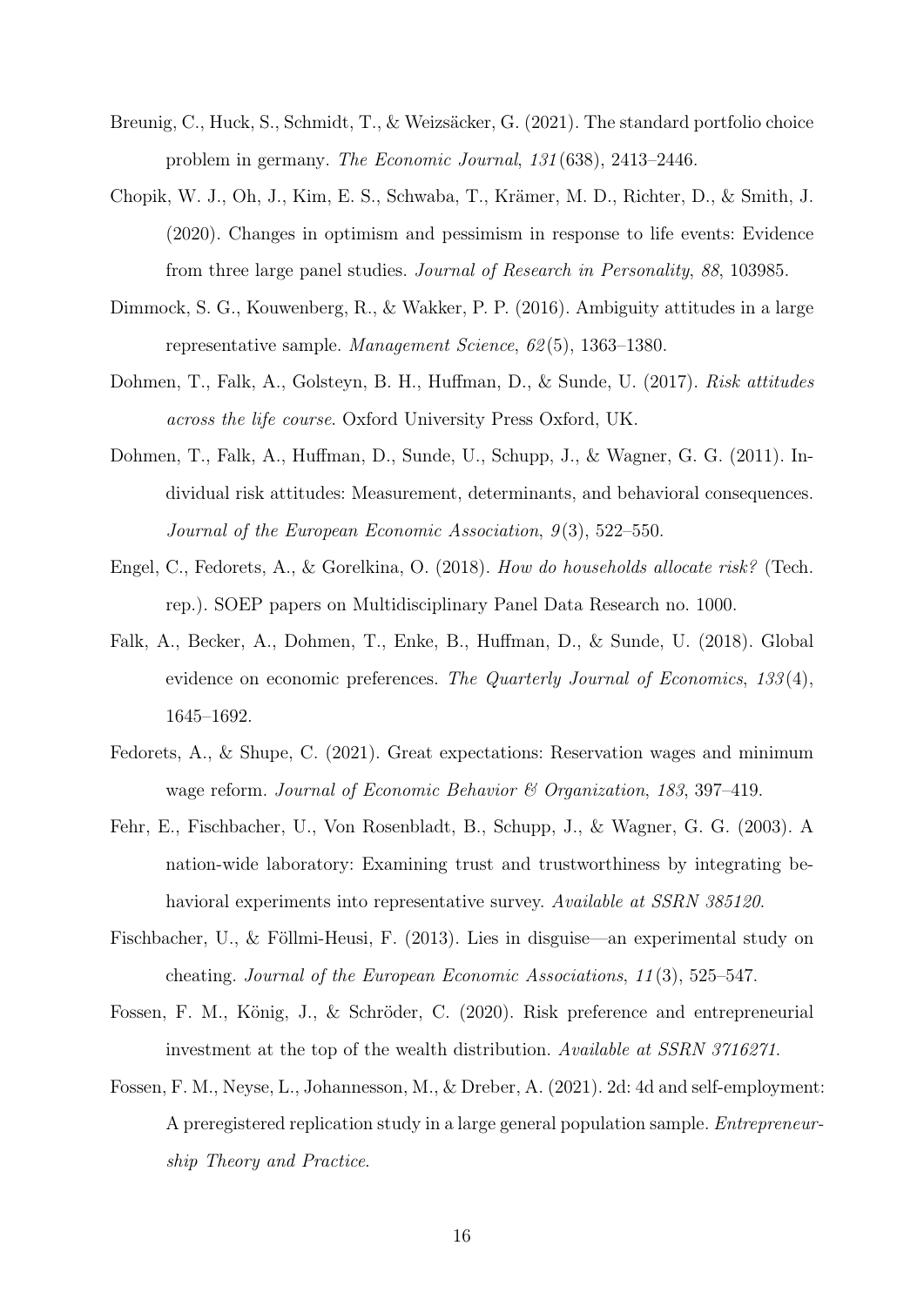Breunig, C., Huck, S., Schmidt, T., & Weizsäcker, G. (2021). The standard portfolio choice problem in germany. *The Economic Journal*, *131*(638), 2413–2446.

Chopik, W. J., Oh, J., Kim, E. S., Schwaba, T., Krämer, M. D., Richter, D., & Smith, J. (2020). Changes in optimism and pessimism in response to life events: Evidence from three large panel studies. *Journal of Research in Personality*, *88*, 103985.

Dimmock, S. G., Kouwenberg, R., & Wakker, P. P. (2016). Ambiguity attitudes in a large representative sample. *Management Science*, *62*(5), 1363–1380.

Dohmen, T., Falk, A., Golsteyn, B. H., Huffman, D., & Sunde, U. (2017). *Risk attitudes across the life course*. Oxford University Press Oxford, UK.

Dohmen, T., Falk, A., Huffman, D., Sunde, U., Schupp, J., & Wagner, G. G. (2011). Individual risk attitudes: Measurement, determinants, and behavioral consequences. *Journal of the European Economic Association*, *9*(3), 522–550.

Engel, C., Fedorets, A., & Gorelkina, O. (2018). *How do households allocate risk?* (Tech. rep.). SOEP papers on Multidisciplinary Panel Data Research no. 1000.

Falk, A., Becker, A., Dohmen, T., Enke, B., Huffman, D., & Sunde, U. (2018). Global evidence on economic preferences. *The Quarterly Journal of Economics*, *133*(4), 1645–1692.

Fedorets, A., & Shupe, C. (2021). Great expectations: Reservation wages and minimum wage reform. *Journal of Economic Behavior & Organization*, *183*, 397–419.

Fehr, E., Fischbacher, U., Von Rosenbladt, B., Schupp, J., & Wagner, G. G. (2003). A nation-wide laboratory: Examining trust and trustworthiness by integrating behavioral experiments into representative survey. *Available at SSRN 385120*.

Fischbacher, U., & Föllmi-Heusi, F. (2013). Lies in disguise—an experimental study on cheating. *Journal of the European Economic Associations*, *11*(3), 525–547.

Fossen, F. M., König, J., & Schröder, C. (2020). Risk preference and entrepreneurial investment at the top of the wealth distribution. *Available at SSRN 3716271*.

Fossen, F. M., Neyse, L., Johannesson, M., & Dreber, A. (2021). 2d: 4d and self-employment: A preregistered replication study in a large general population sample. *Entrepreneurship Theory and Practice*.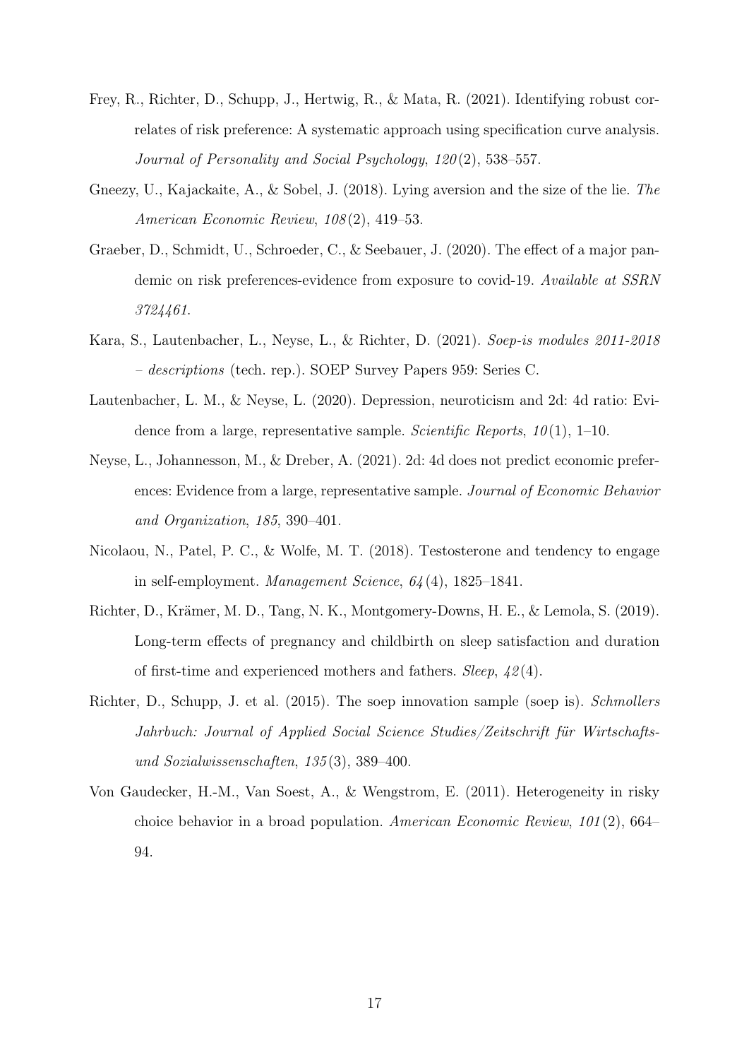Frey, R., Richter, D., Schupp, J., Hertwig, R., & Mata, R. (2021). Identifying robust correlates of risk preference: A systematic approach using specification curve analysis. *Journal of Personality and Social Psychology*, *120*(2), 538–557.

Gneezy, U., Kajackaite, A., & Sobel, J. (2018). Lying aversion and the size of the lie. *The American Economic Review*, *108*(2), 419–53.

Graeber, D., Schmidt, U., Schroeder, C., & Seebauer, J. (2020). The effect of a major pandemic on risk preferences-evidence from exposure to covid-19. *Available at SSRN 3724461*.

Kara, S., Lautenbacher, L., Neyse, L., & Richter, D. (2021). *Soep-is modules 2011-2018 – descriptions* (tech. rep.). SOEP Survey Papers 959: Series C.

Lautenbacher, L. M., & Neyse, L. (2020). Depression, neuroticism and 2d: 4d ratio: Evidence from a large, representative sample. *Scientific Reports*, *10*(1), 1–10.

Neyse, L., Johannesson, M., & Dreber, A. (2021). 2d: 4d does not predict economic preferences: Evidence from a large, representative sample. *Journal of Economic Behavior and Organization*, *185*, 390–401.

Nicolaou, N., Patel, P. C., & Wolfe, M. T. (2018). Testosterone and tendency to engage in self-employment. *Management Science*, *64*(4), 1825–1841.

Richter, D., Krämer, M. D., Tang, N. K., Montgomery-Downs, H. E., & Lemola, S. (2019). Long-term effects of pregnancy and childbirth on sleep satisfaction and duration of first-time and experienced mothers and fathers. *Sleep*, *42*(4).

Richter, D., Schupp, J. et al. (2015). The soep innovation sample (soep is). *Schmollers Jahrbuch: Journal of Applied Social Science Studies/Zeitschrift für Wirtschafts- und Sozialwissenschaften*, *135*(3), 389–400.

Von Gaudecker, H.-M., Van Soest, A., & Wengstrom, E. (2011). Heterogeneity in risky choice behavior in a broad population. *American Economic Review*, *101*(2), 664–94.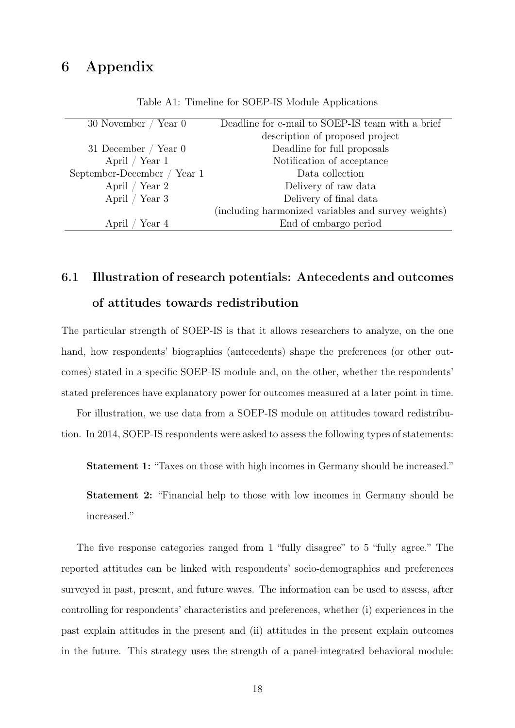# 6 Appendix

Table A1: Timeline for SOEP-IS Module Applications

| | |
|---|---|
| 30 November / Year 0 | Deadline for e-mail to SOEP-IS team with a brief description of proposed project |
| 31 December / Year 0 | Deadline for full proposals |
| April / Year 1 | Notification of acceptance |
| September-December / Year 1 | Data collection |
| April / Year 2 | Delivery of raw data |
| April / Year 3 | Delivery of final data (including harmonized variables and survey weights) |
| April / Year 4 | End of embargo period |

## 6.1 Illustration of research potentials: Antecedents and outcomes of attitudes towards redistribution

The particular strength of SOEP-IS is that it allows researchers to analyze, on the one hand, how respondents' biographies (antecedents) shape the preferences (or other outcomes) stated in a specific SOEP-IS module and, on the other, whether the respondents' stated preferences have explanatory power for outcomes measured at a later point in time.

For illustration, we use data from a SOEP-IS module on attitudes toward redistribution. In 2014, SOEP-IS respondents were asked to assess the following types of statements:

**Statement 1:** "Taxes on those with high incomes in Germany should be increased."

**Statement 2:** "Financial help to those with low incomes in Germany should be increased."

The five response categories ranged from 1 "fully disagree" to 5 "fully agree." The reported attitudes can be linked with respondents' socio-demographics and preferences surveyed in past, present, and future waves. The information can be used to assess, after controlling for respondents' characteristics and preferences, whether (i) experiences in the past explain attitudes in the present and (ii) attitudes in the present explain outcomes in the future. This strategy uses the strength of a panel-integrated behavioral module: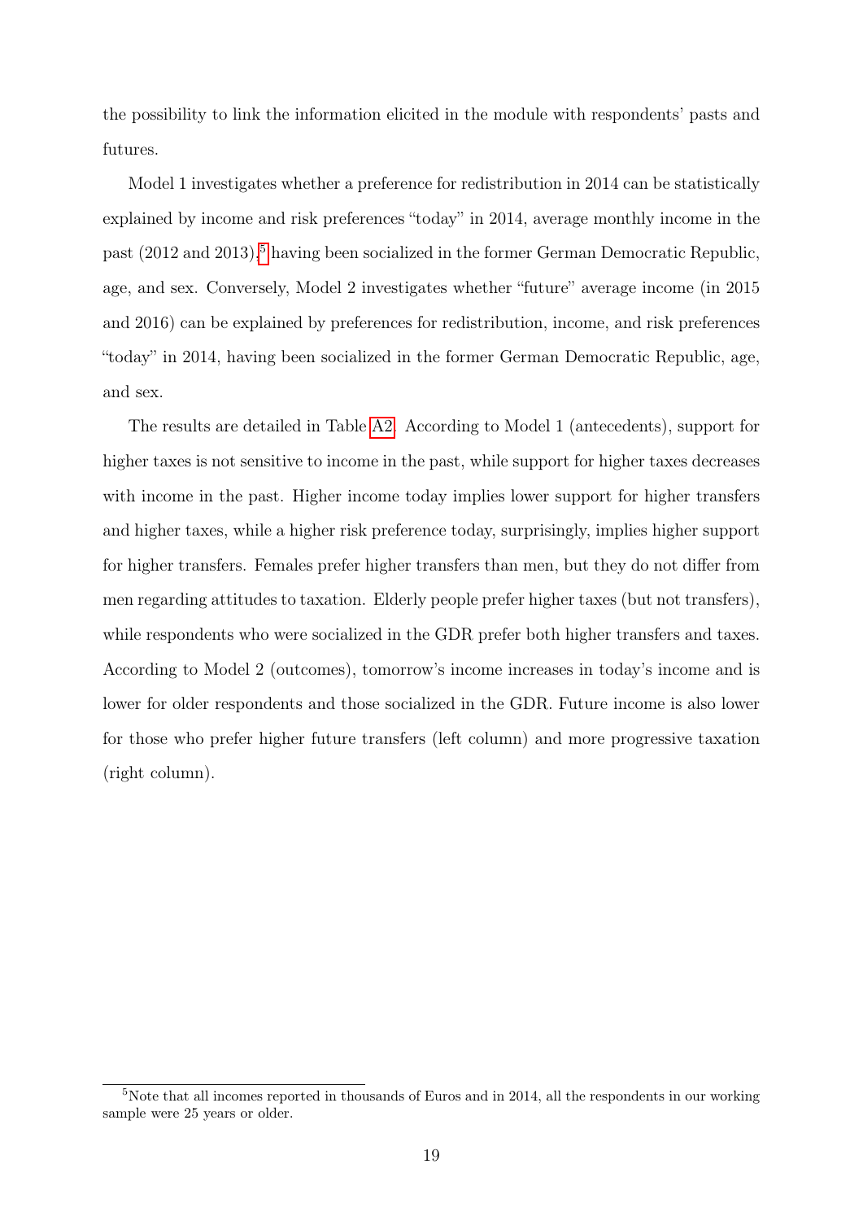the possibility to link the information elicited in the module with respondents' pasts and futures.

Model 1 investigates whether a preference for redistribution in 2014 can be statistically explained by income and risk preferences "today" in 2014, average monthly income in the past (2012 and 2013),[5] having been socialized in the former German Democratic Republic, age, and sex. Conversely, Model 2 investigates whether "future" average income (in 2015 and 2016) can be explained by preferences for redistribution, income, and risk preferences "today" in 2014, having been socialized in the former German Democratic Republic, age, and sex.

The results are detailed in Table A2. According to Model 1 (antecedents), support for higher taxes is not sensitive to income in the past, while support for higher taxes decreases with income in the past. Higher income today implies lower support for higher transfers and higher taxes, while a higher risk preference today, surprisingly, implies higher support for higher transfers. Females prefer higher transfers than men, but they do not differ from men regarding attitudes to taxation. Elderly people prefer higher taxes (but not transfers), while respondents who were socialized in the GDR prefer both higher transfers and taxes. According to Model 2 (outcomes), tomorrow's income increases in today's income and is lower for older respondents and those socialized in the GDR. Future income is also lower for those who prefer higher future transfers (left column) and more progressive taxation (right column).

[5] Note that all incomes reported in thousands of Euros and in 2014, all the respondents in our working sample were 25 years or older.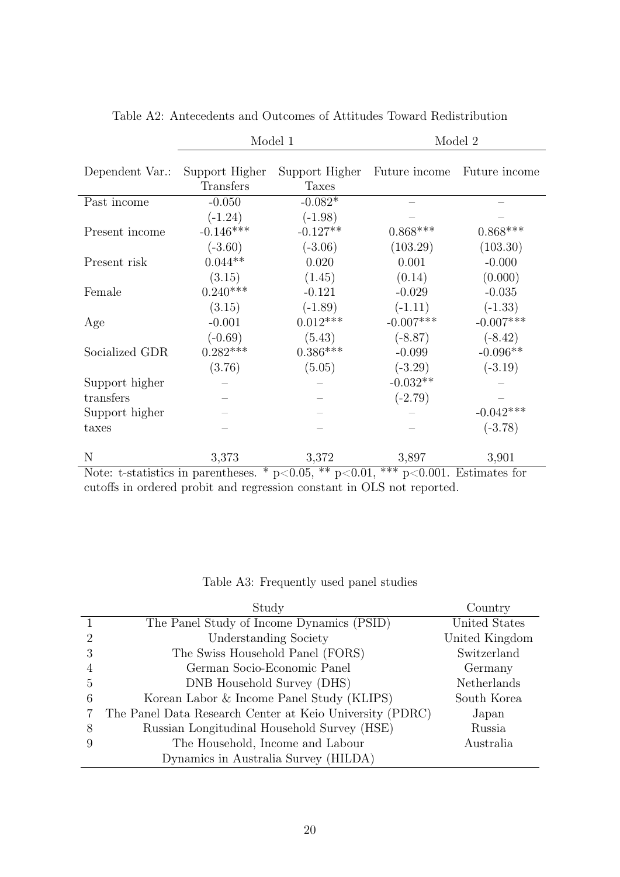Table A2: Antecedents and Outcomes of Attitudes Toward Redistribution

| | Model 1 | | Model 2 | |
|---|---|---|---|---|
| Dependent Var.: | Support Higher Transfers | Support Higher Taxes | Future income | Future income |
| Past income | -0.050 | -0.082* | – | – |
| | (-1.24) | (-1.98) | – | – |
| Present income | -0.146*** | -0.127** | 0.868*** | 0.868*** |
| | (-3.60) | (-3.06) | (103.29) | (103.30) |
| Present risk | 0.044** | 0.020 | 0.001 | -0.000 |
| | (3.15) | (1.45) | (0.14) | (0.000) |
| Female | 0.240*** | -0.121 | -0.029 | -0.035 |
| | (3.15) | (-1.89) | (-1.11) | (-1.33) |
| Age | -0.001 | 0.012*** | -0.007*** | -0.007*** |
| | (-0.69) | (5.43) | (-8.87) | (-8.42) |
| Socialized GDR | 0.282*** | 0.386*** | -0.099 | -0.096** |
| | (3.76) | (5.05) | (-3.29) | (-3.19) |
| Support higher transfers | – | – | -0.032** | – |
| | – | – | (-2.79) | – |
| Support higher taxes | – | – | – | -0.042*** |
| | – | – | – | (-3.78) |
| N | 3,373 | 3,372 | 3,897 | 3,901 |

Note: t-statistics in parentheses. * $p<0.05$, ** $p<0.01$, *** $p<0.001$. Estimates for cutoffs in ordered probit and regression constant in OLS not reported.

Table A3: Frequently used panel studies

| | Study | Country |
|---|---|---|
| 1 | The Panel Study of Income Dynamics (PSID) | United States |
| 2 | Understanding Society | United Kingdom |
| 3 | The Swiss Household Panel (FORS) | Switzerland |
| 4 | German Socio-Economic Panel | Germany |
| 5 | DNB Household Survey (DHS) | Netherlands |
| 6 | Korean Labor & Income Panel Study (KLIPS) | South Korea |
| 7 | The Panel Data Research Center at Keio University (PDRC) | Japan |
| 8 | Russian Longitudinal Household Survey (HSE) | Russia |
| 9 | The Household, Income and Labour Dynamics in Australia Survey (HILDA) | Australia |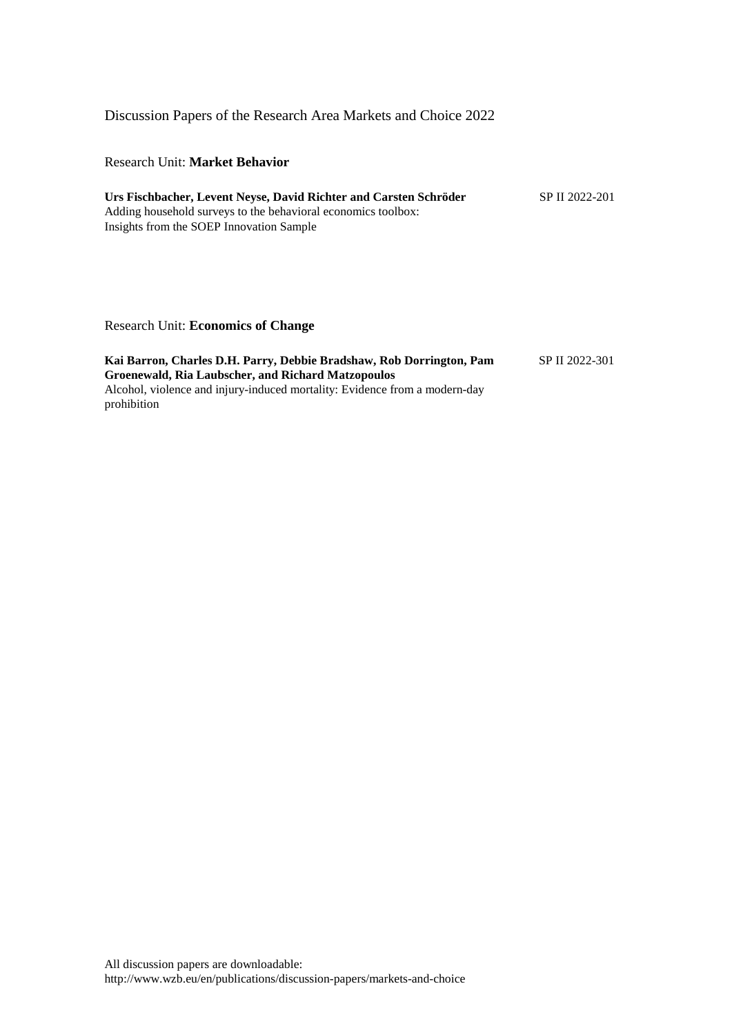Discussion Papers of the Research Area Markets and Choice 2022

Research Unit: **Market Behavior**

**Urs Fischbacher, Levent Neyse, David Richter and Carsten Schröder** SP II 2022-201
Adding household surveys to the behavioral economics toolbox:
Insights from the SOEP Innovation Sample

Research Unit: **Economics of Change**

**Kai Barron, Charles D.H. Parry, Debbie Bradshaw, Rob Dorrington, Pam Groenewald, Ria Laubscher, and Richard Matzopoulos** SP II 2022-301
Alcohol, violence and injury-induced mortality: Evidence from a modern-day prohibition

All discussion papers are downloadable:
http://www.wzb.eu/en/publications/discussion-papers/markets-and-choice